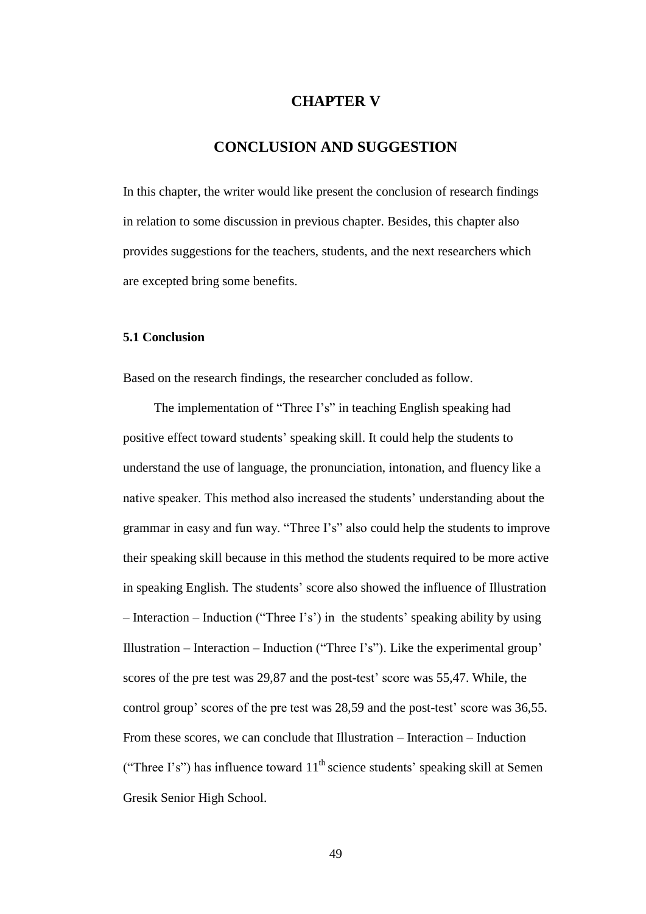# CHAPTER V

# CONCLUSION AND SUGGESTION

In this chapter, the writer would like present the conclusion of research findings in relation to some discussion in previous chapter. Besides, this chapter also provides suggestions for the teachers, students, and the next researchers which are excepted bring some benefits.

## 5.1 Conclusion

Based on the research findings, the researcher concluded as follow.

The implementation of "Three I's" in teaching English speaking had positive effect toward students' speaking skill. It could help the students to understand the use of language, the pronunciation, intonation, and fluency like a native speaker. This method also increased the students' understanding about the grammar in easy and fun way. "Three I's" also could help the students to improve their speaking skill because in this method the students required to be more active in speaking English. The students' score also showed the influence of Illustration – Interaction – Induction ("Three I's') in the students' speaking ability by using Illustration – Interaction – Induction ("Three I's"). Like the experimental group' scores of the pre test was 29,87 and the post-test' score was 55,47. While, the control group' scores of the pre test was 28,59 and the post-test' score was 36,55. From these scores, we can conclude that Illustration – Interaction – Induction ("Three I's") has influence toward 11th science students' speaking skill at Semen Gresik Senior High School.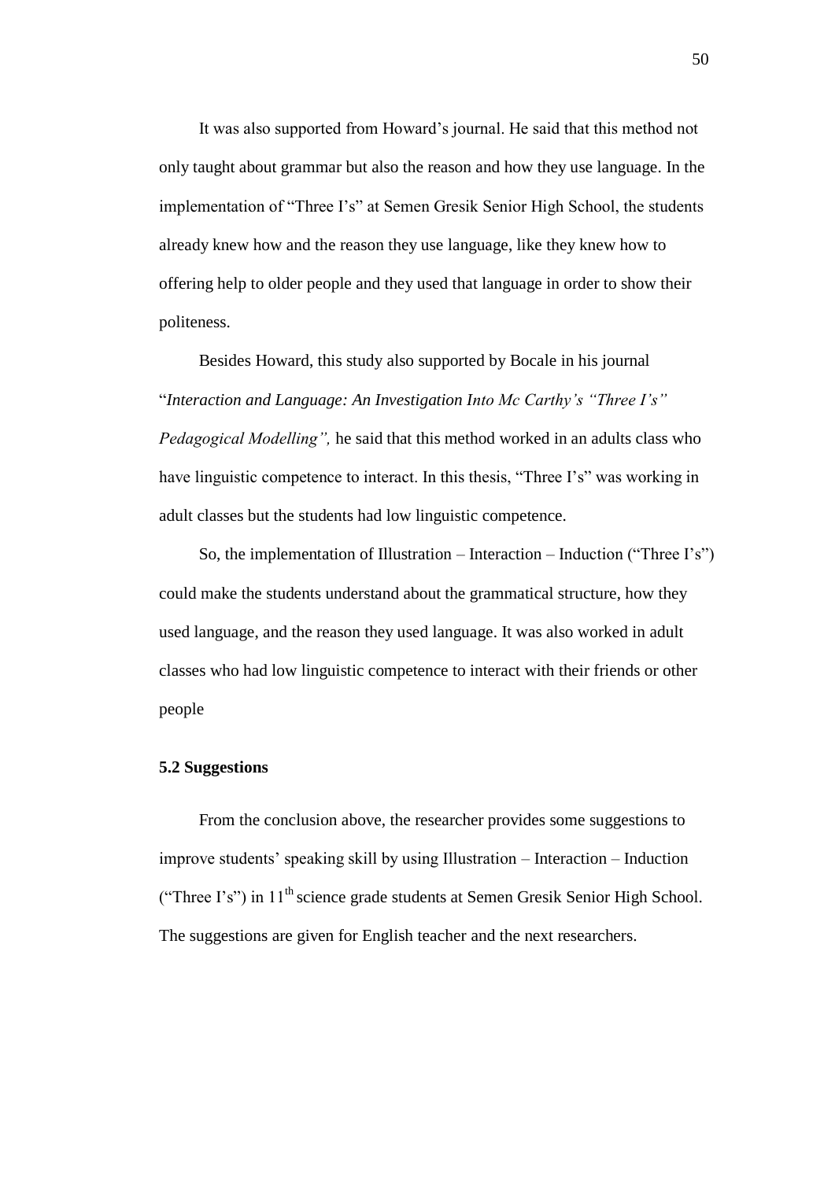It was also supported from Howard's journal. He said that this method not only taught about grammar but also the reason and how they use language. In the implementation of "Three I's" at Semen Gresik Senior High School, the students already knew how and the reason they use language, like they knew how to offering help to older people and they used that language in order to show their politeness.

Besides Howard, this study also supported by Bocale in his journal "*Interaction and Language: An Investigation Into Mc Carthy's "Three I's" Pedagogical Modelling",* he said that this method worked in an adults class who have linguistic competence to interact. In this thesis, "Three I's" was working in adult classes but the students had low linguistic competence.

So, the implementation of Illustration – Interaction – Induction ("Three I's") could make the students understand about the grammatical structure, how they used language, and the reason they used language. It was also worked in adult classes who had low linguistic competence to interact with their friends or other people

### 5.2 Suggestions

From the conclusion above, the researcher provides some suggestions to improve students' speaking skill by using Illustration – Interaction – Induction ("Three I's") in 11th science grade students at Semen Gresik Senior High School. The suggestions are given for English teacher and the next researchers.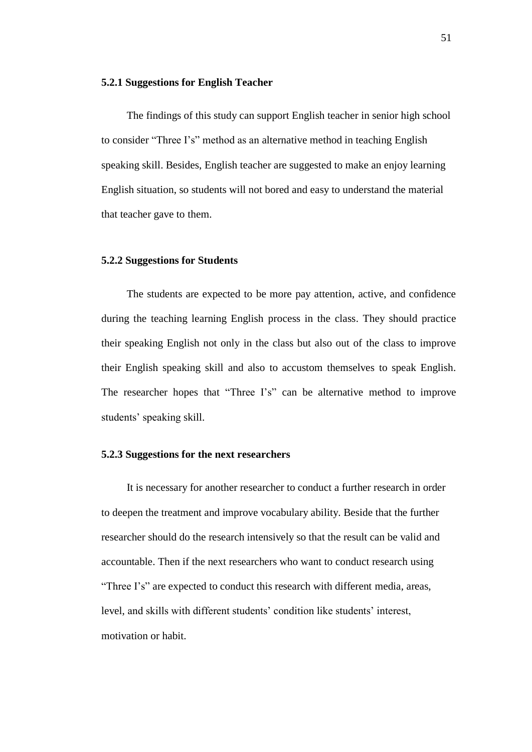### 5.2.1 Suggestions for English Teacher

The findings of this study can support English teacher in senior high school to consider "Three I's" method as an alternative method in teaching English speaking skill. Besides, English teacher are suggested to make an enjoy learning English situation, so students will not bored and easy to understand the material that teacher gave to them.

### 5.2.2 Suggestions for Students

The students are expected to be more pay attention, active, and confidence during the teaching learning English process in the class. They should practice their speaking English not only in the class but also out of the class to improve their English speaking skill and also to accustom themselves to speak English. The researcher hopes that "Three I's" can be alternative method to improve students' speaking skill.

### 5.2.3 Suggestions for the next researchers

It is necessary for another researcher to conduct a further research in order to deepen the treatment and improve vocabulary ability. Beside that the further researcher should do the research intensively so that the result can be valid and accountable. Then if the next researchers who want to conduct research using "Three I's" are expected to conduct this research with different media, areas, level, and skills with different students' condition like students' interest, motivation or habit.